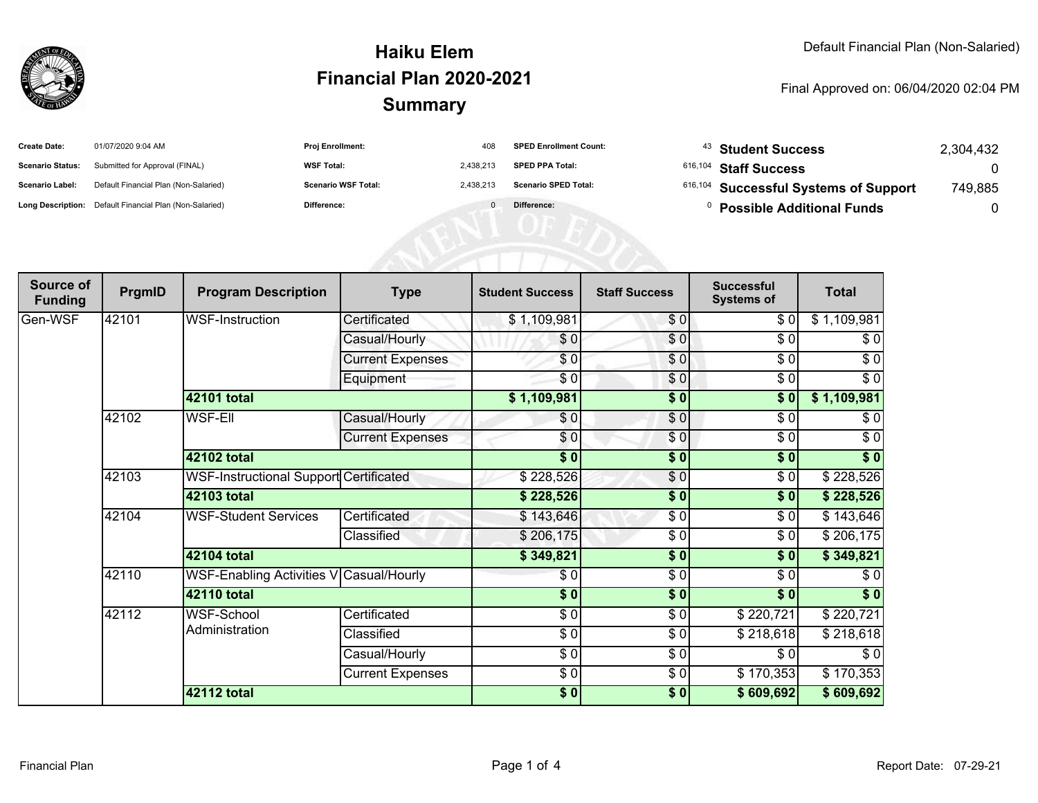# Haiku Elem
## Financial Plan 2020-2021
## Summary

Default Financial Plan (Non-Salaried)

Final Approved on: 06/04/2020 02:04 PM

| | | | | | | | |
|---|---|---|---|---|---|---|---|
| **Create Date:** | 01/07/2020 9:04 AM | **Proj Enrollment:** | 408 | **SPED Enrollment Count:** | 43 | **Student Success** | 2,304,432 |
| **Scenario Status:** | Submitted for Approval (FINAL) | **WSF Total:** | 2,438,213 | **SPED PPA Total:** | 616,104 | **Staff Success** | 0 |
| **Scenario Label:** | Default Financial Plan (Non-Salaried) | **Scenario WSF Total:** | 2,438,213 | **Scenario SPED Total:** | 616,104 | **Successful Systems of Support** | 749,885 |
| **Long Description:** | Default Financial Plan (Non-Salaried) | **Difference:** | 0 | **Difference:** | 0 | **Possible Additional Funds** | 0 |

| Source of Funding | PrgmID | Program Description | Type | Student Success | Staff Success | Successful Systems of | Total |
|---|---|---|---|---|---|---|---|
| Gen-WSF | 42101 | WSF-Instruction | Certificated | $ 1,109,981 | $ 0 | $ 0 | $ 1,109,981 |
| | | | Casual/Hourly | $ 0 | $ 0 | $ 0 | $ 0 |
| | | | Current Expenses | $ 0 | $ 0 | $ 0 | $ 0 |
| | | | Equipment | $ 0 | $ 0 | $ 0 | $ 0 |
| | | **42101 total** | | **$ 1,109,981** | **$ 0** | **$ 0** | **$ 1,109,981** |
| | 42102 | WSF-Ell | Casual/Hourly | $ 0 | $ 0 | $ 0 | $ 0 |
| | | | Current Expenses | $ 0 | $ 0 | $ 0 | $ 0 |
| | | **42102 total** | | **$ 0** | **$ 0** | **$ 0** | **$ 0** |
| | 42103 | WSF-Instructional Support | Certificated | $ 228,526 | $ 0 | $ 0 | $ 228,526 |
| | | **42103 total** | | **$ 228,526** | **$ 0** | **$ 0** | **$ 228,526** |
| | 42104 | WSF-Student Services | Certificated | $ 143,646 | $ 0 | $ 0 | $ 143,646 |
| | | | Classified | $ 206,175 | $ 0 | $ 0 | $ 206,175 |
| | | **42104 total** | | **$ 349,821** | **$ 0** | **$ 0** | **$ 349,821** |
| | 42110 | WSF-Enabling Activities V | Casual/Hourly | $ 0 | $ 0 | $ 0 | $ 0 |
| | | **42110 total** | | **$ 0** | **$ 0** | **$ 0** | **$ 0** |
| | 42112 | WSF-School Administration | Certificated | $ 0 | $ 0 | $ 220,721 | $ 220,721 |
| | | | Classified | $ 0 | $ 0 | $ 218,618 | $ 218,618 |
| | | | Casual/Hourly | $ 0 | $ 0 | $ 0 | $ 0 |
| | | | Current Expenses | $ 0 | $ 0 | $ 170,353 | $ 170,353 |
| | | **42112 total** | | **$ 0** | **$ 0** | **$ 609,692** | **$ 609,692** |

Financial Plan

Report Date: 07-29-21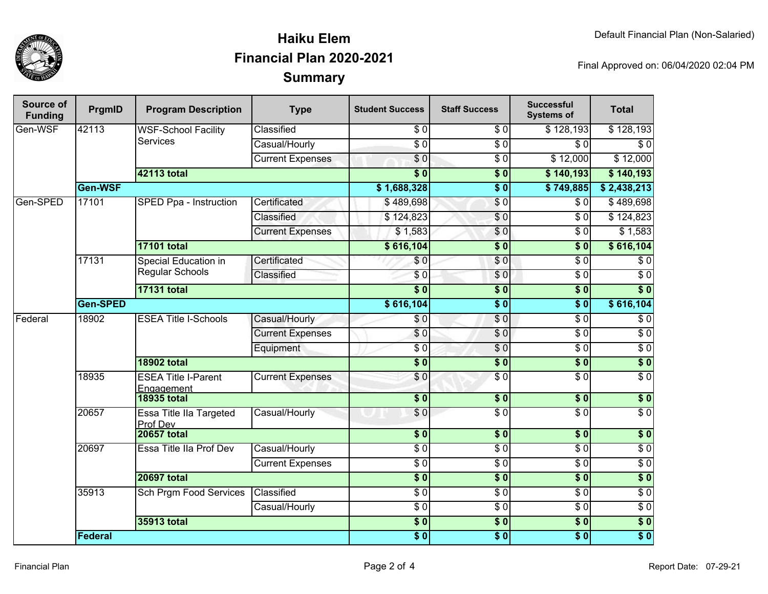# Haiku Elem
## Financial Plan 2020-2021
## Summary

Default Financial Plan (Non-Salaried)

Final Approved on: 06/04/2020 02:04 PM

| Source of Funding | PrgmID | Program Description | Type | Student Success | Staff Success | Successful Systems of | Total |
|---|---|---|---|---|---|---|---|
| Gen-WSF | 42113 | WSF-School Facility Services | Classified | $ 0 | $ 0 | $ 128,193 | $ 128,193 |
| | | | Casual/Hourly | $ 0 | $ 0 | $ 0 | $ 0 |
| | | | Current Expenses | $ 0 | $ 0 | $ 12,000 | $ 12,000 |
| | | **42113 total** | | **$ 0** | **$ 0** | **$ 140,193** | **$ 140,193** |
| | **Gen-WSF** | | | **$ 1,688,328** | **$ 0** | **$ 749,885** | **$ 2,438,213** |
| Gen-SPED | 17101 | SPED Ppa - Instruction | Certificated | $ 489,698 | $ 0 | $ 0 | $ 489,698 |
| | | | Classified | $ 124,823 | $ 0 | $ 0 | $ 124,823 |
| | | | Current Expenses | $ 1,583 | $ 0 | $ 0 | $ 1,583 |
| | | **17101 total** | | **$ 616,104** | **$ 0** | **$ 0** | **$ 616,104** |
| | 17131 | Special Education in Regular Schools | Certificated | $ 0 | $ 0 | $ 0 | $ 0 |
| | | | Classified | $ 0 | $ 0 | $ 0 | $ 0 |
| | | **17131 total** | | **$ 0** | **$ 0** | **$ 0** | **$ 0** |
| | **Gen-SPED** | | | **$ 616,104** | **$ 0** | **$ 0** | **$ 616,104** |
| Federal | 18902 | ESEA Title I-Schools | Casual/Hourly | $ 0 | $ 0 | $ 0 | $ 0 |
| | | | Current Expenses | $ 0 | $ 0 | $ 0 | $ 0 |
| | | | Equipment | $ 0 | $ 0 | $ 0 | $ 0 |
| | | **18902 total** | | **$ 0** | **$ 0** | **$ 0** | **$ 0** |
| | 18935 | ESEA Title I-Parent Engagement | Current Expenses | $ 0 | $ 0 | $ 0 | $ 0 |
| | | **18935 total** | | **$ 0** | **$ 0** | **$ 0** | **$ 0** |
| | 20657 | Essa Title IIa Targeted Prof Dev | Casual/Hourly | $ 0 | $ 0 | $ 0 | $ 0 |
| | | **20657 total** | | **$ 0** | **$ 0** | **$ 0** | **$ 0** |
| | 20697 | Essa Title IIa Prof Dev | Casual/Hourly | $ 0 | $ 0 | $ 0 | $ 0 |
| | | | Current Expenses | $ 0 | $ 0 | $ 0 | $ 0 |
| | | **20697 total** | | **$ 0** | **$ 0** | **$ 0** | **$ 0** |
| | 35913 | Sch Prgm Food Services | Classified | $ 0 | $ 0 | $ 0 | $ 0 |
| | | | Casual/Hourly | $ 0 | $ 0 | $ 0 | $ 0 |
| | | **35913 total** | | **$ 0** | **$ 0** | **$ 0** | **$ 0** |
| | **Federal** | | | **$ 0** | **$ 0** | **$ 0** | **$ 0** |

Financial Plan

Report Date: 07-29-21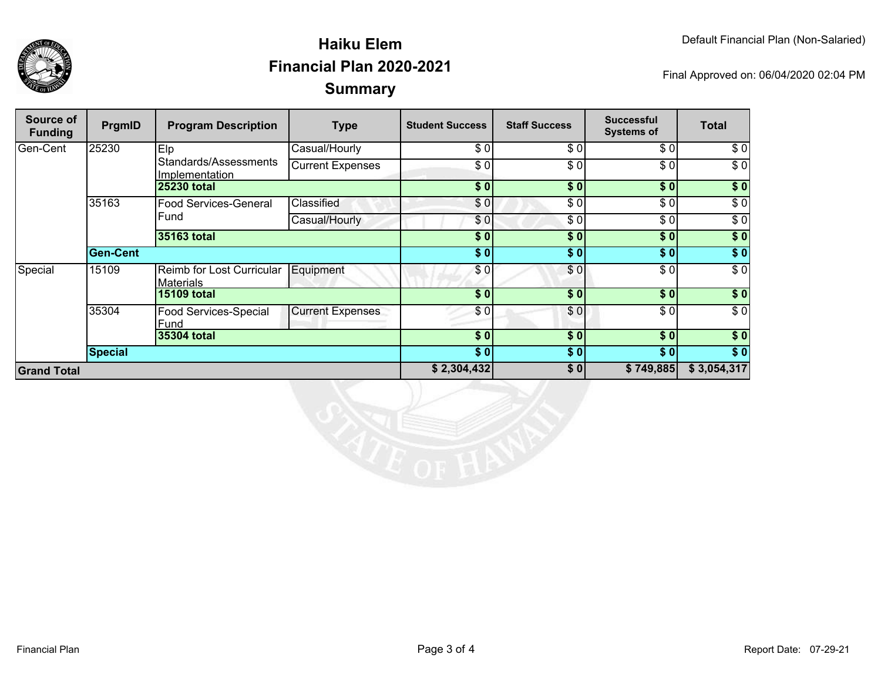# Haiku Elem
## Financial Plan 2020-2021
## Summary

Default Financial Plan (Non-Salaried)

Final Approved on: 06/04/2020 02:04 PM

| Source of Funding | PrgmID | Program Description | Type | Student Success | Staff Success | Successful Systems of | Total |
|---|---|---|---|---|---|---|---|
| Gen-Cent | 25230 | Elp Standards/Assessments Implementation | Casual/Hourly | $ 0 | $ 0 | $ 0 | $ 0 |
| | | | Current Expenses | $ 0 | $ 0 | $ 0 | $ 0 |
| | | **25230 total** | | **$ 0** | **$ 0** | **$ 0** | **$ 0** |
| | 35163 | Food Services-General Fund | Classified | $ 0 | $ 0 | $ 0 | $ 0 |
| | | | Casual/Hourly | $ 0 | $ 0 | $ 0 | $ 0 |
| | | **35163 total** | | **$ 0** | **$ 0** | **$ 0** | **$ 0** |
| | **Gen-Cent** | | | **$ 0** | **$ 0** | **$ 0** | **$ 0** |
| Special | 15109 | Reimb for Lost Curricular Materials | Equipment | $ 0 | $ 0 | $ 0 | $ 0 |
| | | **15109 total** | | **$ 0** | **$ 0** | **$ 0** | **$ 0** |
| | 35304 | Food Services-Special Fund | Current Expenses | $ 0 | $ 0 | $ 0 | $ 0 |
| | | **35304 total** | | **$ 0** | **$ 0** | **$ 0** | **$ 0** |
| | **Special** | | | **$ 0** | **$ 0** | **$ 0** | **$ 0** |
| **Grand Total** | | | | **$ 2,304,432** | **$ 0** | **$ 749,885** | **$ 3,054,317** |

Financial Plan

Report Date: 07-29-21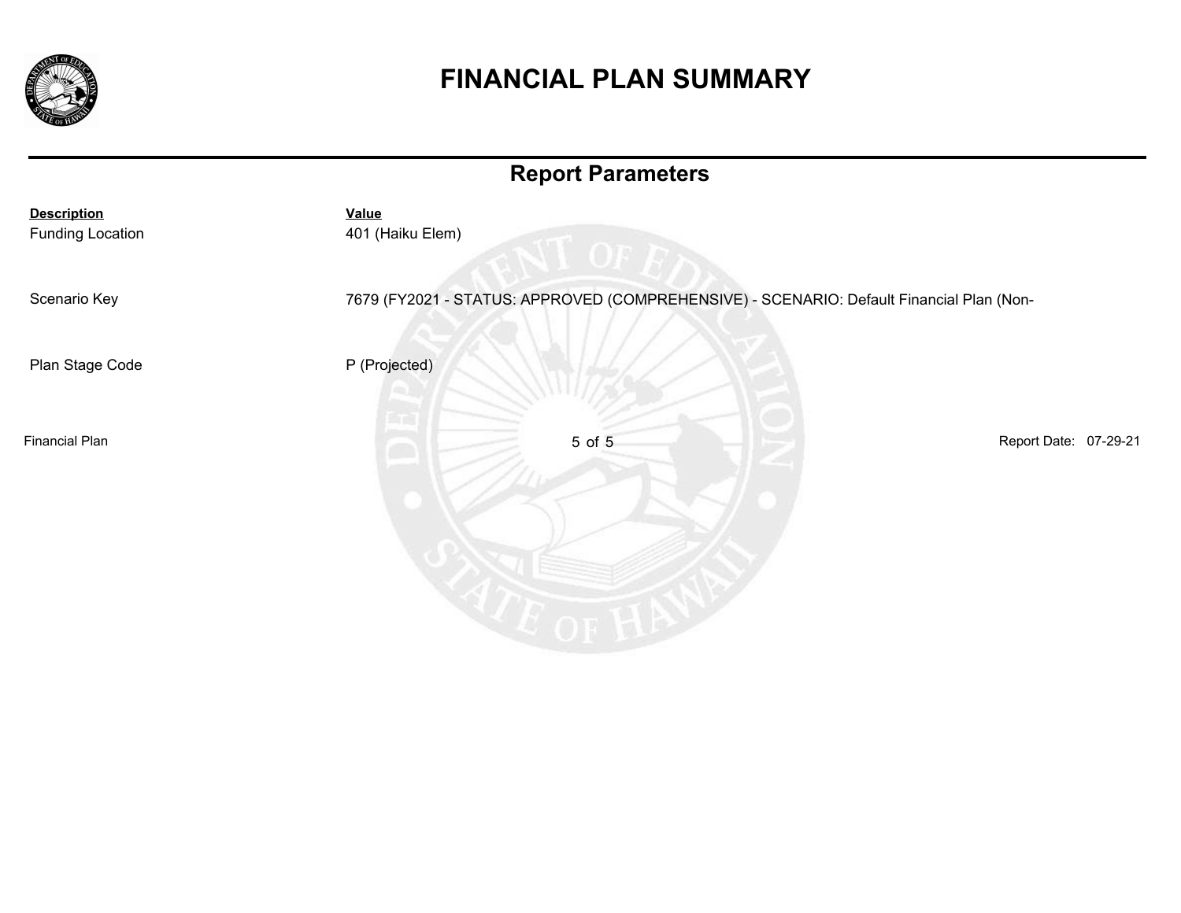# FINANCIAL PLAN SUMMARY

## Report Parameters

| Description | Value |
| --- | --- |
| Funding Location | 401 (Haiku Elem) |
| Scenario Key | 7679 (FY2021 - STATUS: APPROVED (COMPREHENSIVE) - SCENARIO: Default Financial Plan (Non- |
| Plan Stage Code | P (Projected) |